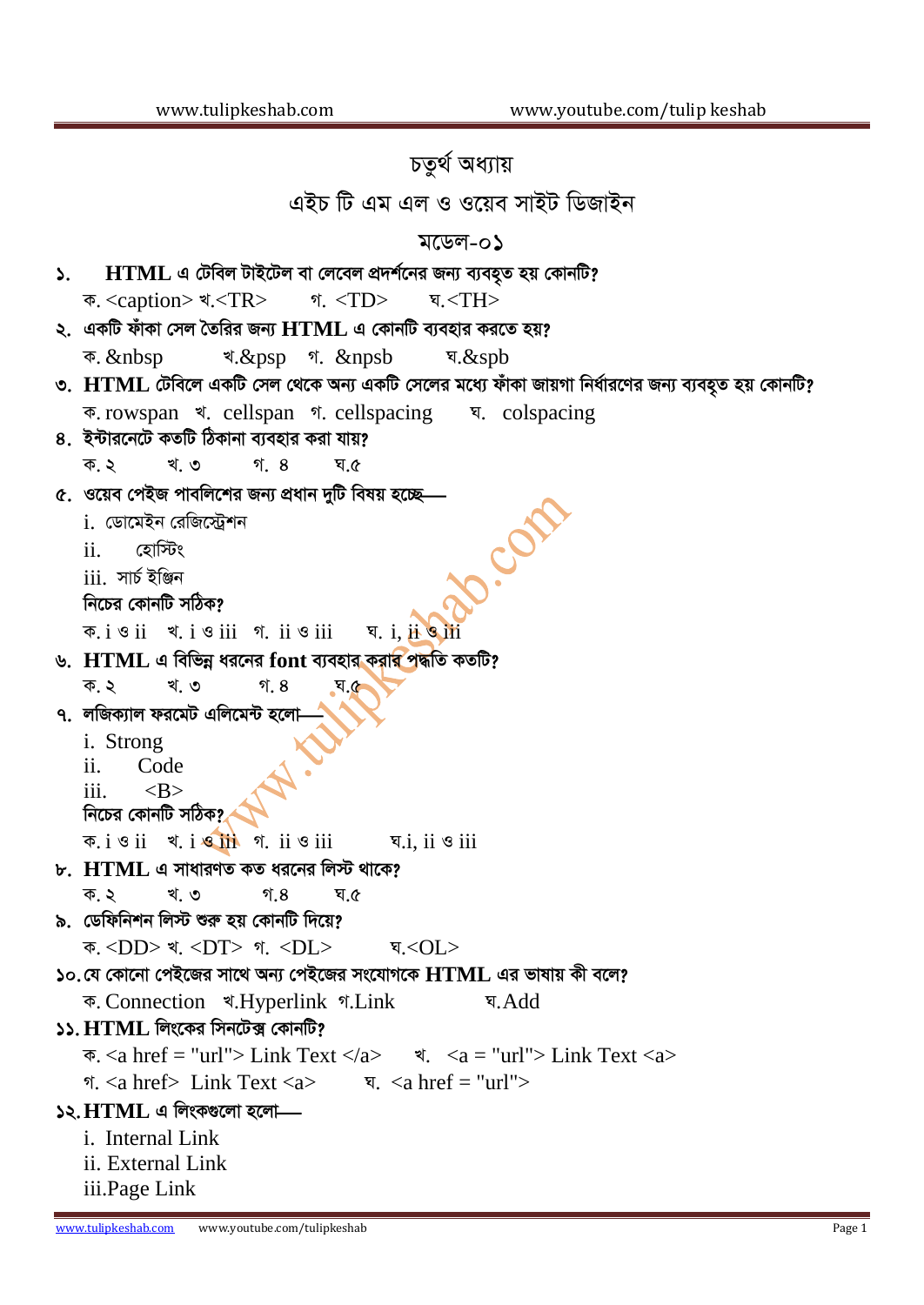# চতুর্থ অধ্যায়

## এইচ টি এম এল ও ওয়েব সাইট ডিজাইন

### মডেল-০১

১. **HTML এ টেবিল টাইটেল বা লেবেল প্রদর্শনের জন্য ব্যবহৃত হয় কোনটি?**

ক. <caption> খ.<TR> গ. <TD> ঘ.<TH>

২. **একটি ফাঁকা সেল তৈরির জন্য HTML এ কোনটি ব্যবহার করতে হয়?**

ক. &nbsp খ.&psp গ. &npsb ঘ.&spb

৩. **HTML টেবিলে একটি সেল থেকে অন্য একটি সেলের মধ্যে ফাঁকা জায়গা নির্ধারণের জন্য ব্যবহৃত হয় কোনটি?**

ক. rowspan খ. cellspan গ. cellspacing ঘ. colspacing

৪. **ইন্টারনেটে কতটি ঠিকানা ব্যবহার করা যায়?**

ক. ২ খ. ৩ গ. ৪ ঘ.৫

৫. **ওয়েব পেইজ পাবলিশের জন্য প্রধান দুটি বিষয় হচ্ছে—**

i. ডোমেইন রেজিস্ট্রেশন
ii. হোস্টিং
iii. সার্চ ইঞ্জিন

**নিচের কোনটি সঠিক?**

ক. i ও ii খ. i ও iii গ. ii ও iii ঘ. i, ii ও iii

৬. **HTML এ বিভিন্ন ধরনের font ব্যবহার করার পদ্ধতি কতটি?**

ক. ২ খ. ৩ গ. ৪ ঘ.৫

৭. **লজিক্যাল ফরমেট এলিমেন্ট হলো—**

i. Strong
ii. Code
iii. <B>

**নিচের কোনটি সঠিক?**

ক. i ও ii খ. i ও iii গ. ii ও iii ঘ.i, ii ও iii

৮. **HTML এ সাধারণত কত ধরনের লিস্ট থাকে?**

ক. ২ খ. ৩ গ.৪ ঘ.৫

৯. **ডেফিনিশন লিস্ট শুরু হয় কোনটি দিয়ে?**

ক. <DD> খ. <DT> গ. <DL> ঘ.<OL>

১০. **যে কোনো পেইজের সাথে অন্য পেইজের সংযোগকে HTML এর ভাষায় কী বলে?**

ক. Connection খ.Hyperlink গ.Link ঘ.Add

১১. **HTML লিংকের সিনটেক্স কোনটি?**

ক. <a href = "url"> Link Text </a> খ. <a = "url"> Link Text <a>
গ. <a href> Link Text <a> ঘ. <a href = "url">

১২. **HTML এ লিংকগুলো হলো—**

i. Internal Link
ii. External Link
iii.Page Link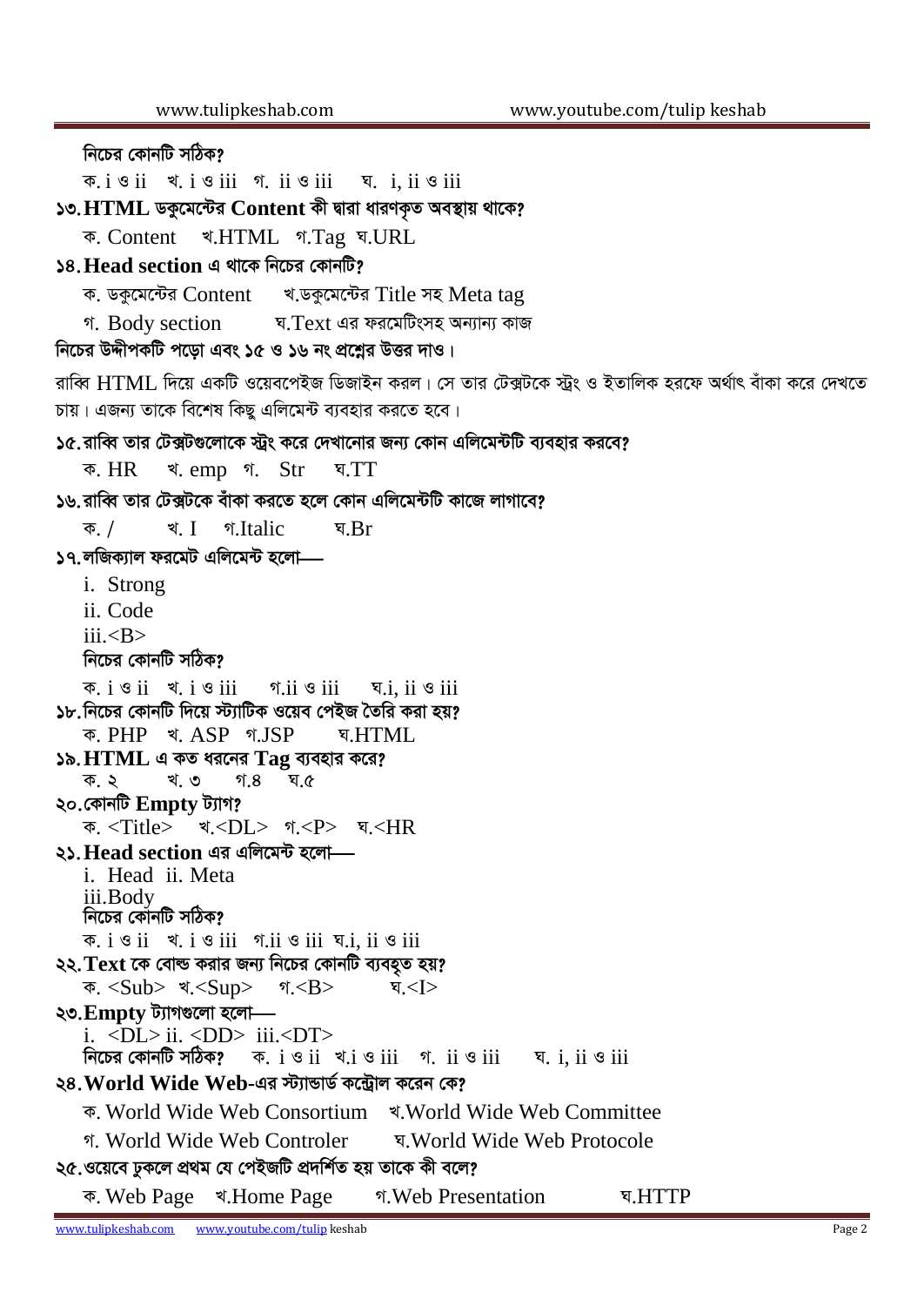নিচের কোনটি সঠিক?

ক. i ও ii   খ. i ও iii   গ. ii ও iii   ঘ. i, ii ও iii

**১৩. HTML ডকুমেন্টের Content কী দ্বারা ধারণকৃত অবস্থায় থাকে?**

ক. Content   খ.HTML   গ.Tag   ঘ.URL

**১৪. Head section এ থাকে নিচের কোনটি?**

ক. ডকুমেন্টের Content   খ.ডকুমেন্টের Title সহ Meta tag

গ. Body section   ঘ.Text এর ফরমেটিংসহ অন্যান্য কাজ

**নিচের উদ্দীপকটি পড়ো এবং ১৫ ও ১৬ নং প্রশ্নের উত্তর দাও।**

রাব্বি HTML দিয়ে একটি ওয়েবপেইজ ডিজাইন করল। সে তার টেক্সটকে স্ট্রং ও ইতালিক হরফে অর্থাৎ বাঁকা করে দেখতে চায়। এজন্য তাকে বিশেষ কিছু এলিমেন্ট ব্যবহার করতে হবে।

**১৫. রাব্বি তার টেক্সটগুলোকে স্ট্রং করে দেখানোর জন্য কোন এলিমেন্টটি ব্যবহার করবে?**

ক. HR   খ. emp   গ. Str   ঘ.TT

**১৬. রাব্বি তার টেক্সটকে বাঁকা করতে হলে কোন এলিমেন্টটি কাজে লাগাবে?**

ক. /   খ. I   গ.Italic   ঘ.Br

**১৭. লজিক্যাল ফরমেট এলিমেন্ট হলো—**

i. Strong
ii. Code
iii.<B>

নিচের কোনটি সঠিক?

ক. i ও ii   খ. i ও iii   গ.ii ও iii   ঘ.i, ii ও iii

**১৮. নিচের কোনটি দিয়ে স্ট্যাটিক ওয়েব পেইজ তৈরি করা হয়?**

ক. PHP   খ. ASP   গ.JSP   ঘ.HTML

**১৯. HTML এ কত ধরনের Tag ব্যবহার করে?**

ক. ২   খ. ৩   গ.৪   ঘ.৫

**২০. কোনটি Empty ট্যাগ?**

ক. <Title>   খ.<DL>   গ.<P>   ঘ.<HR

**২১. Head section এর এলিমেন্ট হলো—**

i. Head ii. Meta
iii.Body

নিচের কোনটি সঠিক?

ক. i ও ii   খ. i ও iii   গ.ii ও iii ঘ.i, ii ও iii

**২২. Text কে বোল্ড করার জন্য নিচের কোনটি ব্যবহৃত হয়?**

ক. <Sub>  খ.<Sup>   গ.<B>   ঘ.<I>

**২৩. Empty ট্যাগগুলো হলো—**

i. <DL> ii. <DD> iii.<DT>

নিচের কোনটি সঠিক?   ক. i ও ii   খ.i ও iii   গ. ii ও iii   ঘ. i, ii ও iii

**২৪. World Wide Web-এর স্ট্যান্ডার্ড কন্ট্রোল করেন কে?**

ক. World Wide Web Consortium   খ.World Wide Web Committee

গ. World Wide Web Controler   ঘ.World Wide Web Protocole

**২৫. ওয়েবে ঢুকলে প্রথম যে পেইজটি প্রদর্শিত হয় তাকে কী বলে?**

ক. Web Page   খ.Home Page   গ.Web Presentation   ঘ.HTTP